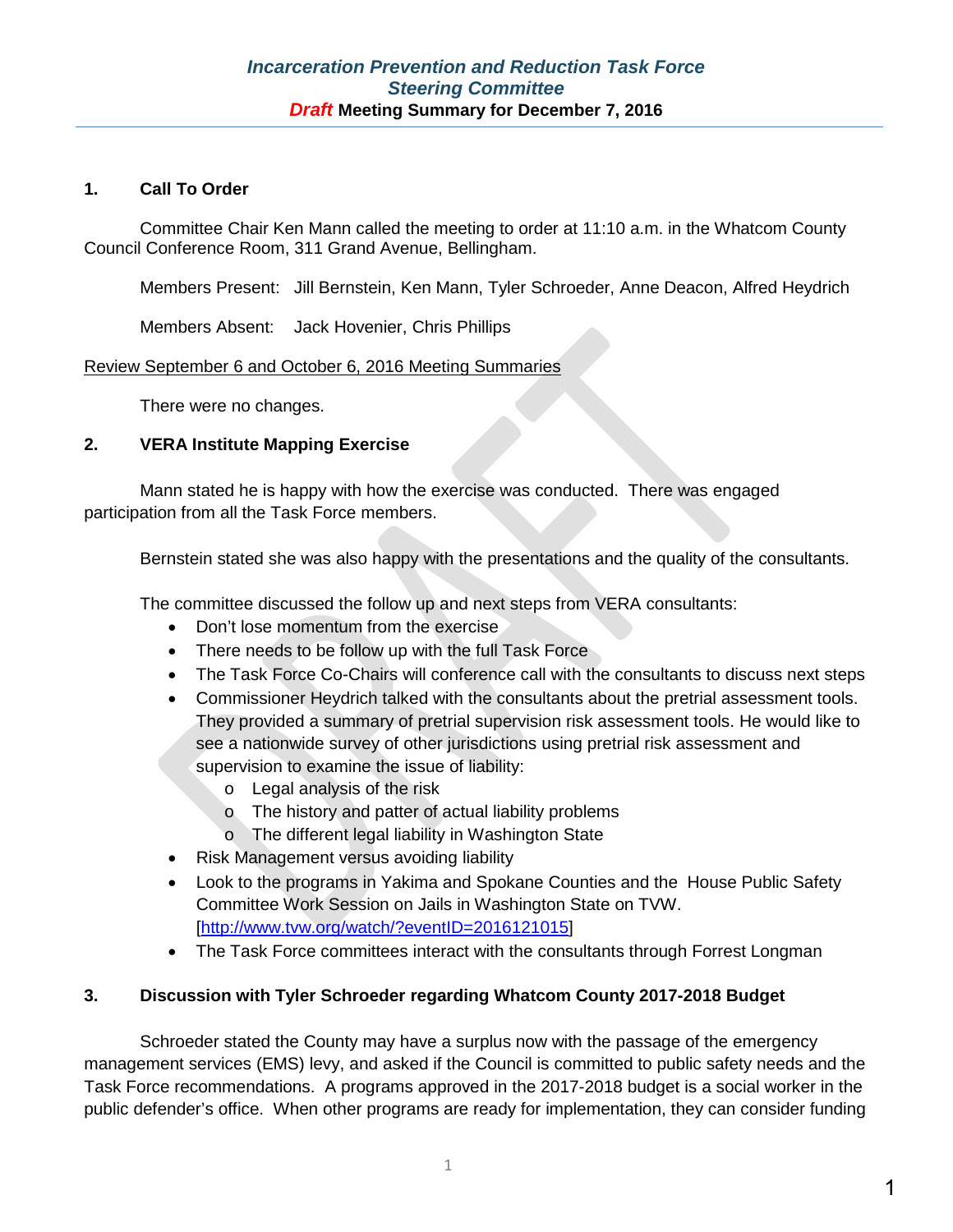# *Incarceration Prevention and Reduction Task Force*
## *Steering Committee*
### *Draft* Meeting Summary for December 7, 2016

**1. Call To Order**

Committee Chair Ken Mann called the meeting to order at 11:10 a.m. in the Whatcom County Council Conference Room, 311 Grand Avenue, Bellingham.

Members Present: Jill Bernstein, Ken Mann, Tyler Schroeder, Anne Deacon, Alfred Heydrich

Members Absent: Jack Hovenier, Chris Phillips

Review September 6 and October 6, 2016 Meeting Summaries

There were no changes.

**2. VERA Institute Mapping Exercise**

Mann stated he is happy with how the exercise was conducted. There was engaged participation from all the Task Force members.

Bernstein stated she was also happy with the presentations and the quality of the consultants.

The committee discussed the follow up and next steps from VERA consultants:

- Don't lose momentum from the exercise
- There needs to be follow up with the full Task Force
- The Task Force Co-Chairs will conference call with the consultants to discuss next steps
- Commissioner Heydrich talked with the consultants about the pretrial assessment tools. They provided a summary of pretrial supervision risk assessment tools. He would like to see a nationwide survey of other jurisdictions using pretrial risk assessment and supervision to examine the issue of liability:
  - Legal analysis of the risk
  - The history and patter of actual liability problems
  - The different legal liability in Washington State
- Risk Management versus avoiding liability
- Look to the programs in Yakima and Spokane Counties and the House Public Safety Committee Work Session on Jails in Washington State on TVW. [http://www.tvw.org/watch/?eventID=2016121015]
- The Task Force committees interact with the consultants through Forrest Longman

**3. Discussion with Tyler Schroeder regarding Whatcom County 2017-2018 Budget**

Schroeder stated the County may have a surplus now with the passage of the emergency management services (EMS) levy, and asked if the Council is committed to public safety needs and the Task Force recommendations. A programs approved in the 2017-2018 budget is a social worker in the public defender's office. When other programs are ready for implementation, they can consider funding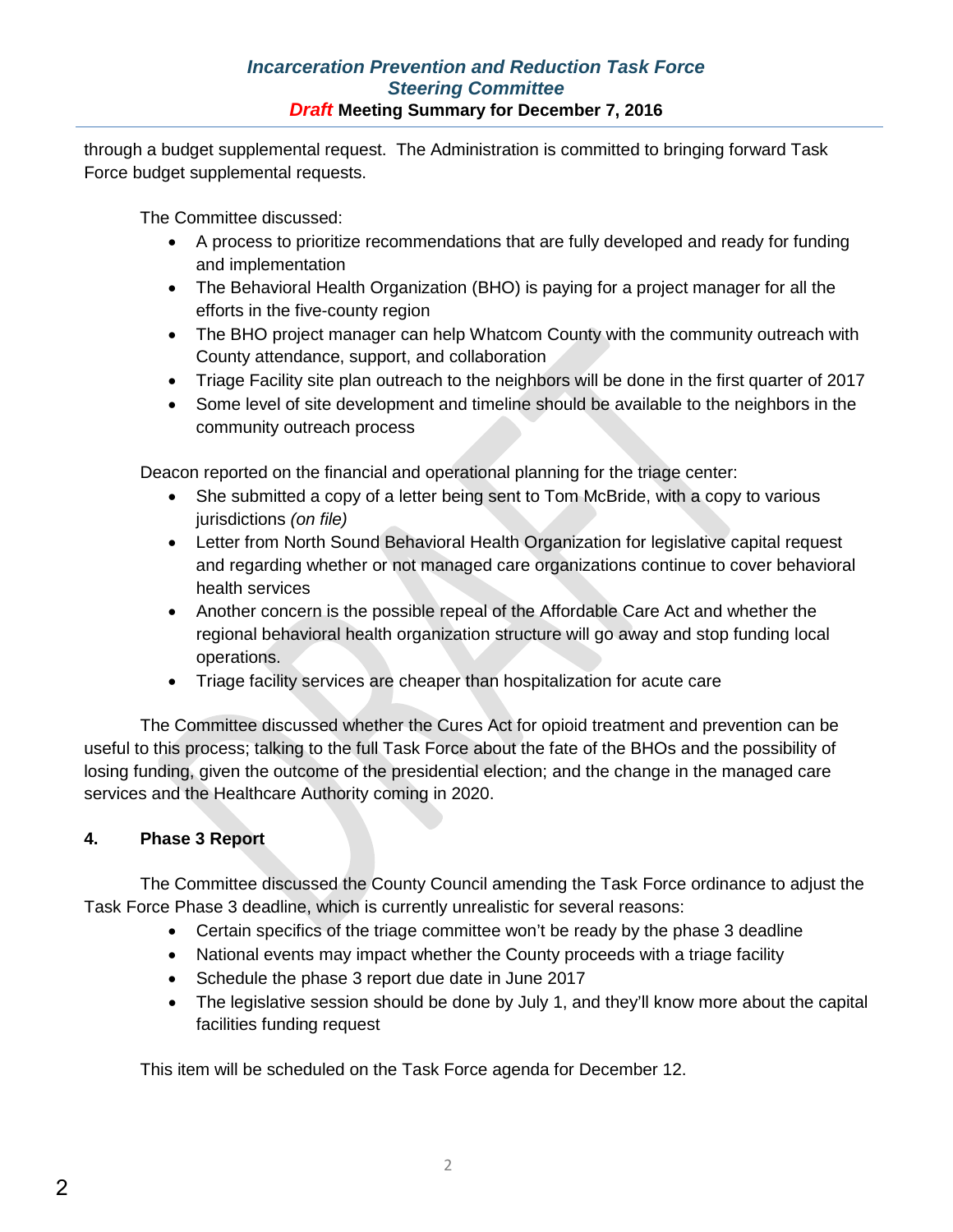through a budget supplemental request. The Administration is committed to bringing forward Task Force budget supplemental requests.

The Committee discussed:

- A process to prioritize recommendations that are fully developed and ready for funding and implementation
- The Behavioral Health Organization (BHO) is paying for a project manager for all the efforts in the five-county region
- The BHO project manager can help Whatcom County with the community outreach with County attendance, support, and collaboration
- Triage Facility site plan outreach to the neighbors will be done in the first quarter of 2017
- Some level of site development and timeline should be available to the neighbors in the community outreach process

Deacon reported on the financial and operational planning for the triage center:

- She submitted a copy of a letter being sent to Tom McBride, with a copy to various jurisdictions *(on file)*
- Letter from North Sound Behavioral Health Organization for legislative capital request and regarding whether or not managed care organizations continue to cover behavioral health services
- Another concern is the possible repeal of the Affordable Care Act and whether the regional behavioral health organization structure will go away and stop funding local operations.
- Triage facility services are cheaper than hospitalization for acute care

The Committee discussed whether the Cures Act for opioid treatment and prevention can be useful to this process; talking to the full Task Force about the fate of the BHOs and the possibility of losing funding, given the outcome of the presidential election; and the change in the managed care services and the Healthcare Authority coming in 2020.

## 4. Phase 3 Report

The Committee discussed the County Council amending the Task Force ordinance to adjust the Task Force Phase 3 deadline, which is currently unrealistic for several reasons:

- Certain specifics of the triage committee won't be ready by the phase 3 deadline
- National events may impact whether the County proceeds with a triage facility
- Schedule the phase 3 report due date in June 2017
- The legislative session should be done by July 1, and they'll know more about the capital facilities funding request

This item will be scheduled on the Task Force agenda for December 12.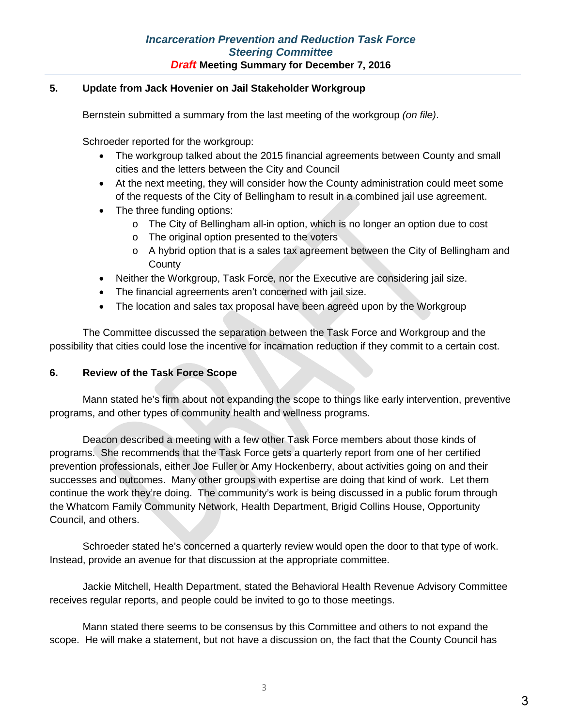## 5. Update from Jack Hovenier on Jail Stakeholder Workgroup

Bernstein submitted a summary from the last meeting of the workgroup *(on file)*.

Schroeder reported for the workgroup:

- The workgroup talked about the 2015 financial agreements between County and small cities and the letters between the City and Council
- At the next meeting, they will consider how the County administration could meet some of the requests of the City of Bellingham to result in a combined jail use agreement.
- The three funding options:
  - The City of Bellingham all-in option, which is no longer an option due to cost
  - The original option presented to the voters
  - A hybrid option that is a sales tax agreement between the City of Bellingham and County
- Neither the Workgroup, Task Force, nor the Executive are considering jail size.
- The financial agreements aren't concerned with jail size.
- The location and sales tax proposal have been agreed upon by the Workgroup

The Committee discussed the separation between the Task Force and Workgroup and the possibility that cities could lose the incentive for incarnation reduction if they commit to a certain cost.

## 6. Review of the Task Force Scope

Mann stated he's firm about not expanding the scope to things like early intervention, preventive programs, and other types of community health and wellness programs.

Deacon described a meeting with a few other Task Force members about those kinds of programs. She recommends that the Task Force gets a quarterly report from one of her certified prevention professionals, either Joe Fuller or Amy Hockenberry, about activities going on and their successes and outcomes. Many other groups with expertise are doing that kind of work. Let them continue the work they're doing. The community's work is being discussed in a public forum through the Whatcom Family Community Network, Health Department, Brigid Collins House, Opportunity Council, and others.

Schroeder stated he's concerned a quarterly review would open the door to that type of work. Instead, provide an avenue for that discussion at the appropriate committee.

Jackie Mitchell, Health Department, stated the Behavioral Health Revenue Advisory Committee receives regular reports, and people could be invited to go to those meetings.

Mann stated there seems to be consensus by this Committee and others to not expand the scope. He will make a statement, but not have a discussion on, the fact that the County Council has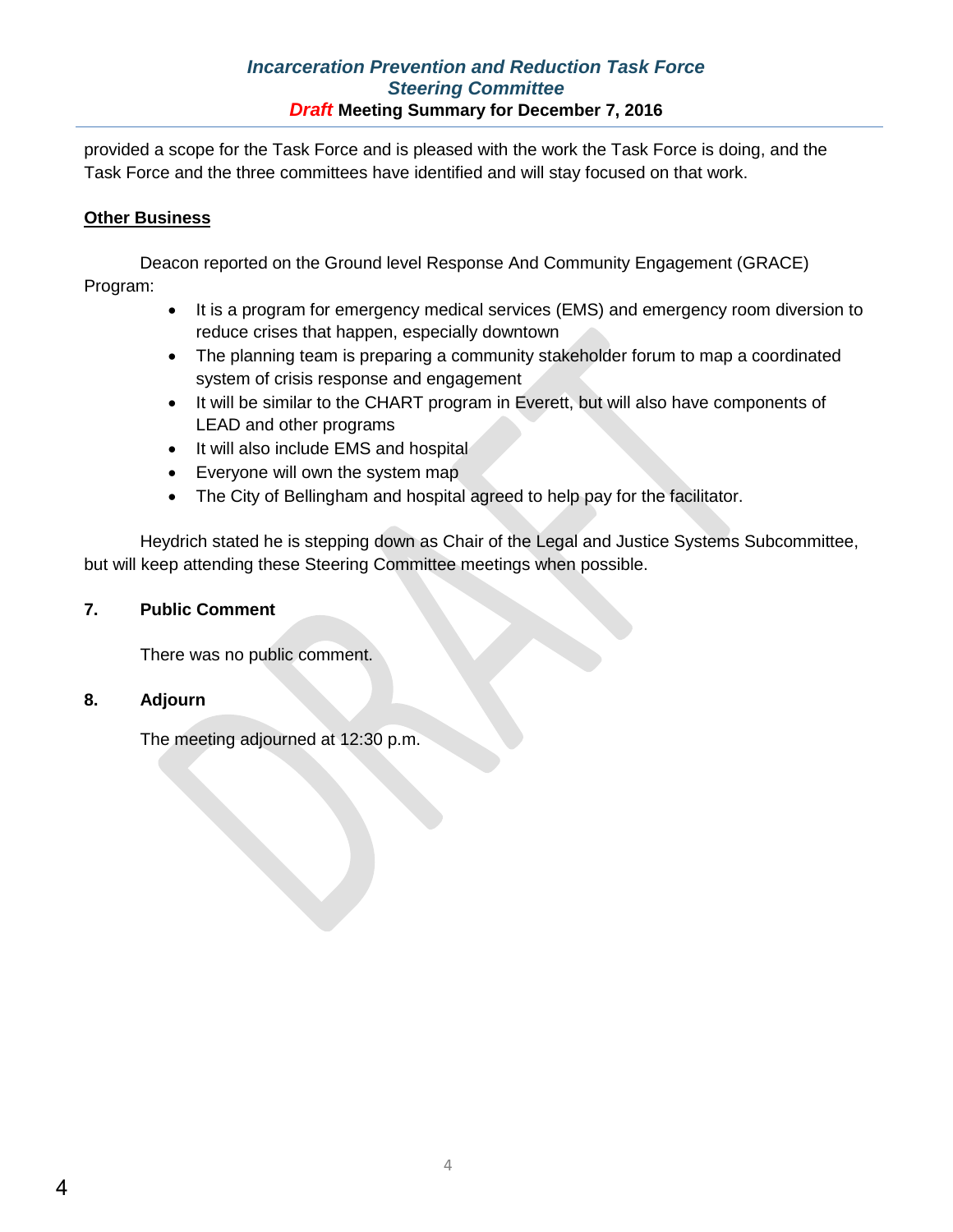provided a scope for the Task Force and is pleased with the work the Task Force is doing, and the Task Force and the three committees have identified and will stay focused on that work.

**Other Business**

Deacon reported on the Ground level Response And Community Engagement (GRACE) Program:

- It is a program for emergency medical services (EMS) and emergency room diversion to reduce crises that happen, especially downtown
- The planning team is preparing a community stakeholder forum to map a coordinated system of crisis response and engagement
- It will be similar to the CHART program in Everett, but will also have components of LEAD and other programs
- It will also include EMS and hospital
- Everyone will own the system map
- The City of Bellingham and hospital agreed to help pay for the facilitator.

Heydrich stated he is stepping down as Chair of the Legal and Justice Systems Subcommittee, but will keep attending these Steering Committee meetings when possible.

## 7. Public Comment

There was no public comment.

## 8. Adjourn

The meeting adjourned at 12:30 p.m.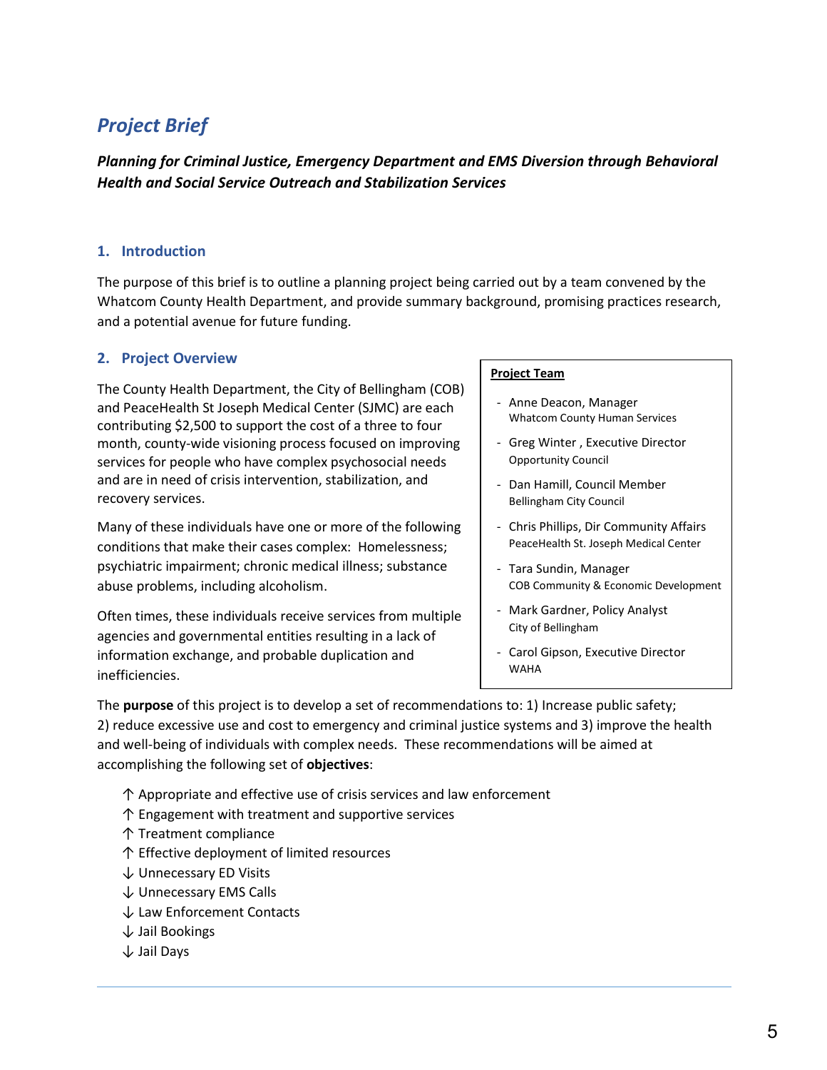# *Project Brief*

***Planning for Criminal Justice, Emergency Department and EMS Diversion through Behavioral Health and Social Service Outreach and Stabilization Services***

## 1. Introduction

The purpose of this brief is to outline a planning project being carried out by a team convened by the Whatcom County Health Department, and provide summary background, promising practices research, and a potential avenue for future funding.

## 2. Project Overview

The County Health Department, the City of Bellingham (COB) and PeaceHealth St Joseph Medical Center (SJMC) are each contributing $2,500 to support the cost of a three to four month, county-wide visioning process focused on improving services for people who have complex psychosocial needs and are in need of crisis intervention, stabilization, and recovery services.

Many of these individuals have one or more of the following conditions that make their cases complex: Homelessness; psychiatric impairment; chronic medical illness; substance abuse problems, including alcoholism.

Often times, these individuals receive services from multiple agencies and governmental entities resulting in a lack of information exchange, and probable duplication and inefficiencies.

**Project Team**

- Anne Deacon, Manager
  Whatcom County Human Services
- Greg Winter , Executive Director
  Opportunity Council
- Dan Hamill, Council Member
  Bellingham City Council
- Chris Phillips, Dir Community Affairs
  PeaceHealth St. Joseph Medical Center
- Tara Sundin, Manager
  COB Community & Economic Development
- Mark Gardner, Policy Analyst
  City of Bellingham
- Carol Gipson, Executive Director
  WAHA

The **purpose** of this project is to develop a set of recommendations to: 1) Increase public safety; 2) reduce excessive use and cost to emergency and criminal justice systems and 3) improve the health and well-being of individuals with complex needs. These recommendations will be aimed at accomplishing the following set of **objectives**:

- ↑ Appropriate and effective use of crisis services and law enforcement
- ↑ Engagement with treatment and supportive services
- ↑ Treatment compliance
- ↑ Effective deployment of limited resources
- ↓ Unnecessary ED Visits
- ↓ Unnecessary EMS Calls
- ↓ Law Enforcement Contacts
- ↓ Jail Bookings
- ↓ Jail Days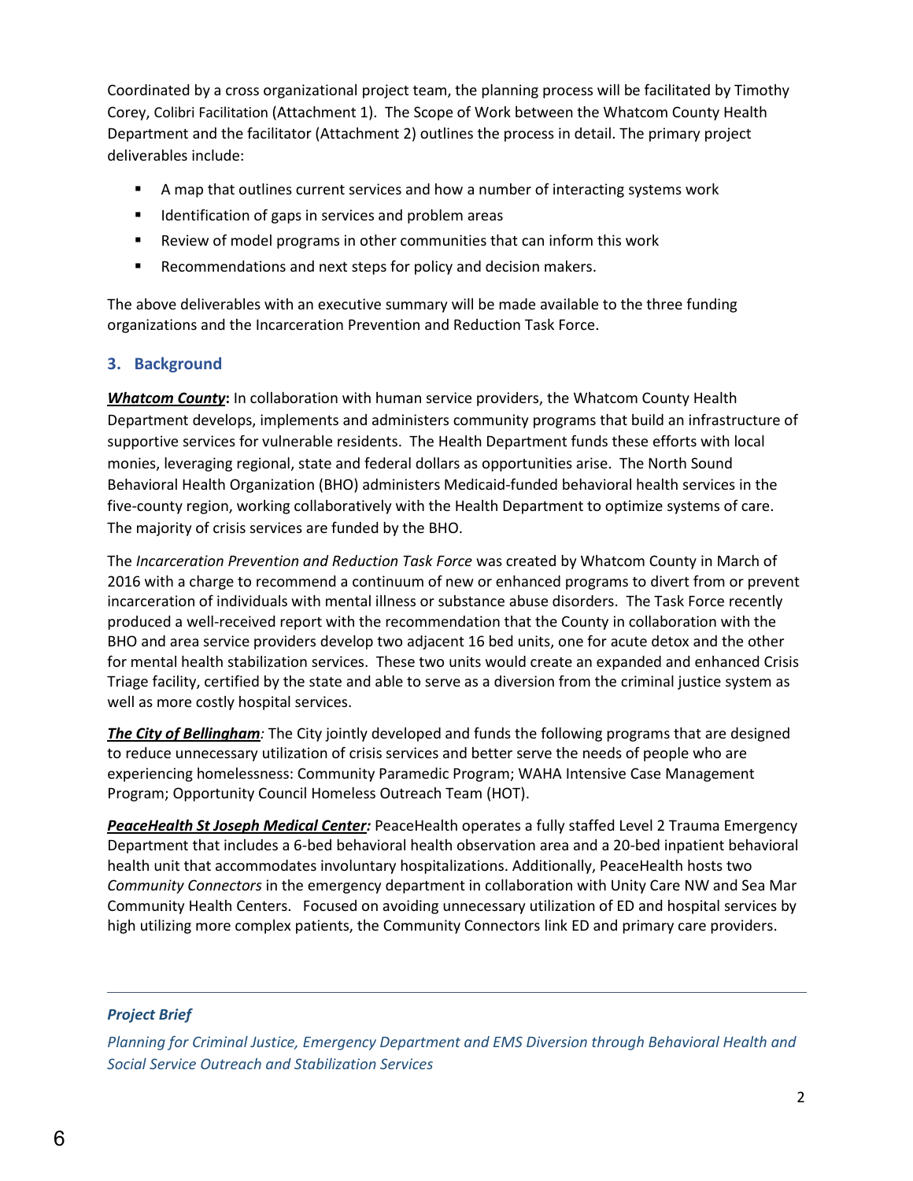Coordinated by a cross organizational project team, the planning process will be facilitated by Timothy Corey, Colibri Facilitation (Attachment 1). The Scope of Work between the Whatcom County Health Department and the facilitator (Attachment 2) outlines the process in detail. The primary project deliverables include:

- A map that outlines current services and how a number of interacting systems work
- Identification of gaps in services and problem areas
- Review of model programs in other communities that can inform this work
- Recommendations and next steps for policy and decision makers.

The above deliverables with an executive summary will be made available to the three funding organizations and the Incarceration Prevention and Reduction Task Force.

## 3. Background

***Whatcom County*:** In collaboration with human service providers, the Whatcom County Health Department develops, implements and administers community programs that build an infrastructure of supportive services for vulnerable residents. The Health Department funds these efforts with local monies, leveraging regional, state and federal dollars as opportunities arise. The North Sound Behavioral Health Organization (BHO) administers Medicaid-funded behavioral health services in the five-county region, working collaboratively with the Health Department to optimize systems of care. The majority of crisis services are funded by the BHO.

The *Incarceration Prevention and Reduction Task Force* was created by Whatcom County in March of 2016 with a charge to recommend a continuum of new or enhanced programs to divert from or prevent incarceration of individuals with mental illness or substance abuse disorders. The Task Force recently produced a well-received report with the recommendation that the County in collaboration with the BHO and area service providers develop two adjacent 16 bed units, one for acute detox and the other for mental health stabilization services. These two units would create an expanded and enhanced Crisis Triage facility, certified by the state and able to serve as a diversion from the criminal justice system as well as more costly hospital services.

***The City of Bellingham*:** The City jointly developed and funds the following programs that are designed to reduce unnecessary utilization of crisis services and better serve the needs of people who are experiencing homelessness: Community Paramedic Program; WAHA Intensive Case Management Program; Opportunity Council Homeless Outreach Team (HOT).

***PeaceHealth St Joseph Medical Center:*** PeaceHealth operates a fully staffed Level 2 Trauma Emergency Department that includes a 6-bed behavioral health observation area and a 20-bed inpatient behavioral health unit that accommodates involuntary hospitalizations. Additionally, PeaceHealth hosts two *Community Connectors* in the emergency department in collaboration with Unity Care NW and Sea Mar Community Health Centers. Focused on avoiding unnecessary utilization of ED and hospital services by high utilizing more complex patients, the Community Connectors link ED and primary care providers.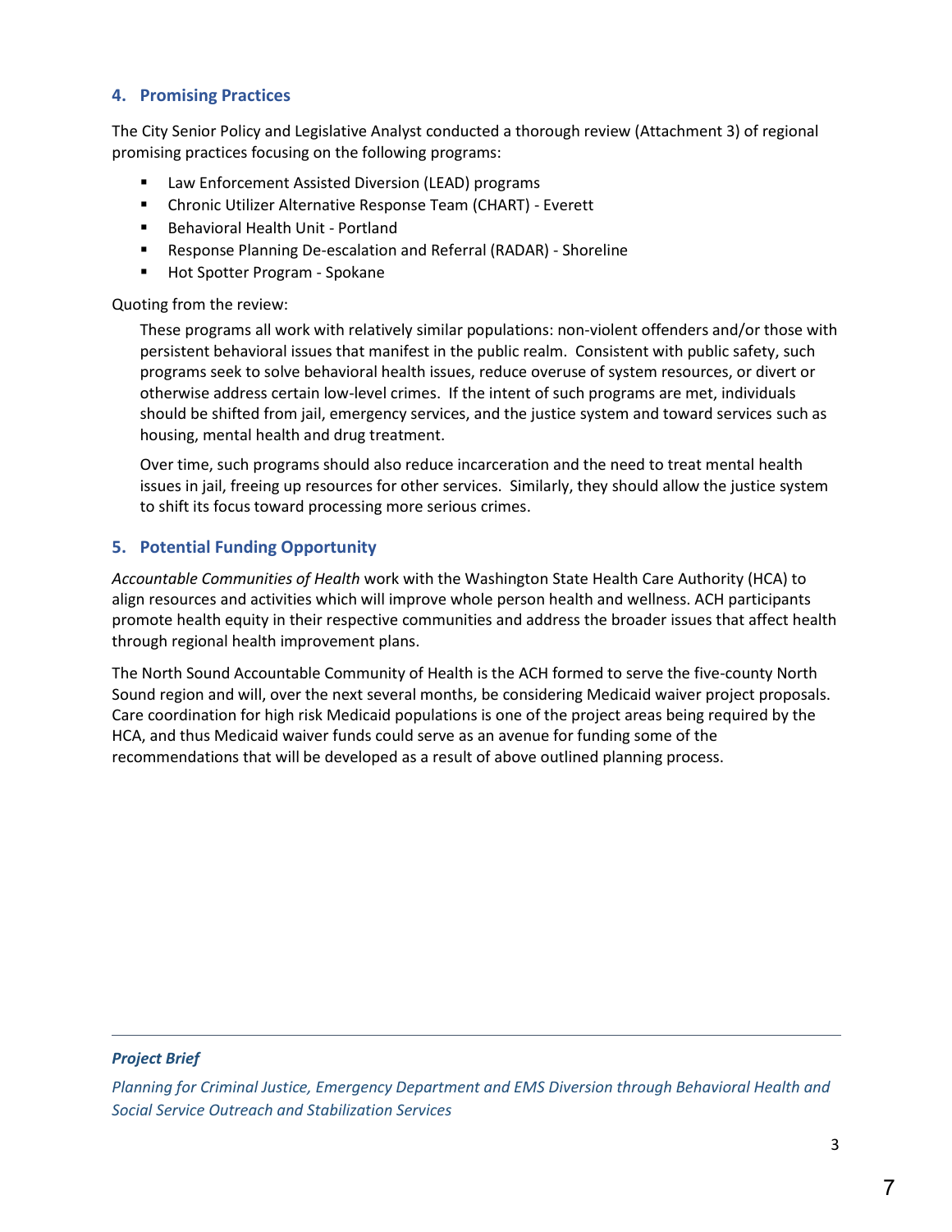## 4. Promising Practices

The City Senior Policy and Legislative Analyst conducted a thorough review (Attachment 3) of regional promising practices focusing on the following programs:

- Law Enforcement Assisted Diversion (LEAD) programs
- Chronic Utilizer Alternative Response Team (CHART) - Everett
- Behavioral Health Unit - Portland
- Response Planning De-escalation and Referral (RADAR) - Shoreline
- Hot Spotter Program - Spokane

Quoting from the review:

> These programs all work with relatively similar populations: non-violent offenders and/or those with persistent behavioral issues that manifest in the public realm. Consistent with public safety, such programs seek to solve behavioral health issues, reduce overuse of system resources, or divert or otherwise address certain low-level crimes. If the intent of such programs are met, individuals should be shifted from jail, emergency services, and the justice system and toward services such as housing, mental health and drug treatment.
>
> Over time, such programs should also reduce incarceration and the need to treat mental health issues in jail, freeing up resources for other services. Similarly, they should allow the justice system to shift its focus toward processing more serious crimes.

## 5. Potential Funding Opportunity

*Accountable Communities of Health* work with the Washington State Health Care Authority (HCA) to align resources and activities which will improve whole person health and wellness. ACH participants promote health equity in their respective communities and address the broader issues that affect health through regional health improvement plans.

The North Sound Accountable Community of Health is the ACH formed to serve the five-county North Sound region and will, over the next several months, be considering Medicaid waiver project proposals. Care coordination for high risk Medicaid populations is one of the project areas being required by the HCA, and thus Medicaid waiver funds could serve as an avenue for funding some of the recommendations that will be developed as a result of above outlined planning process.